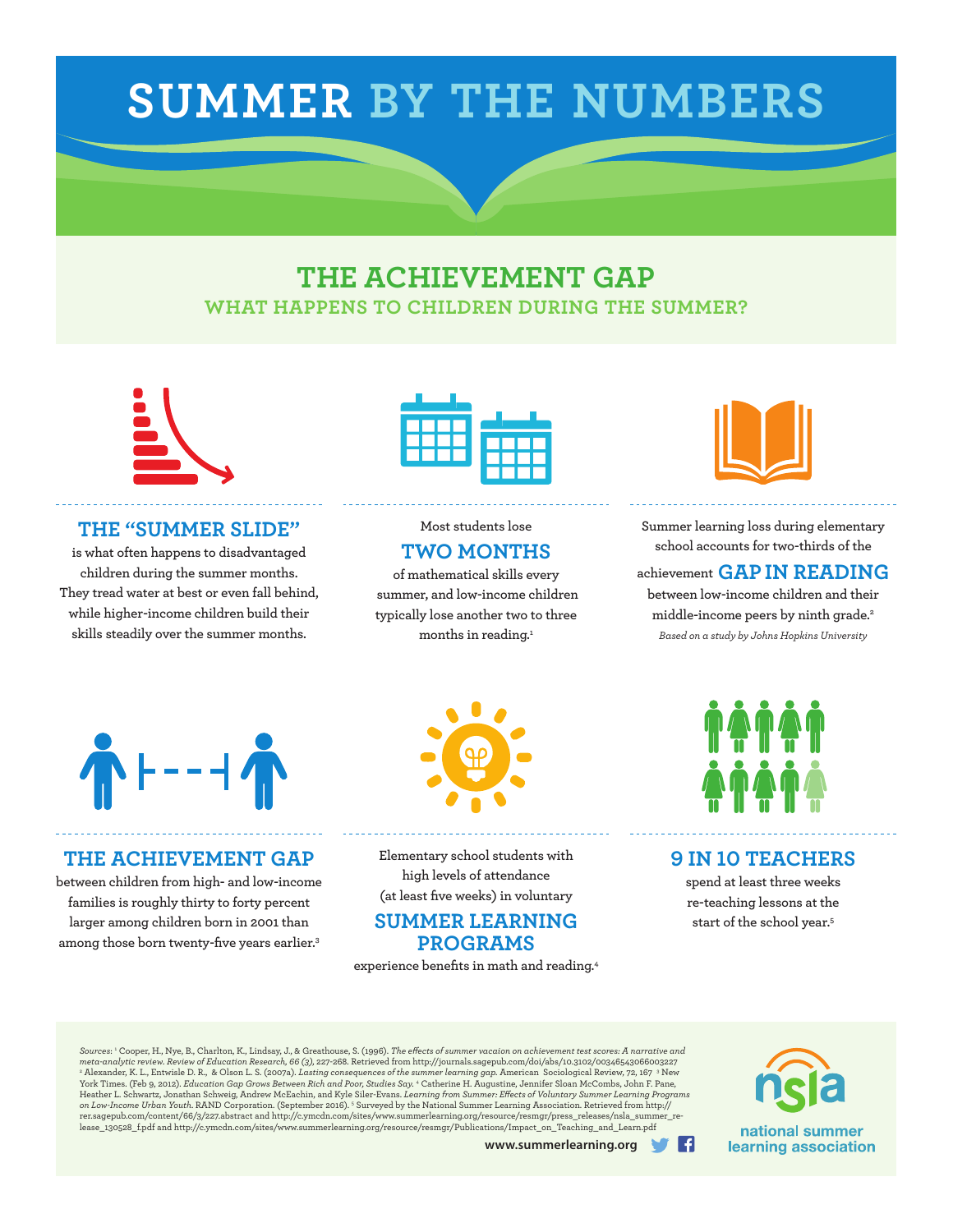# SUMMER BY THE NUMBERS

## THE ACHIEVEMENT GAP

### WHAT HAPPENS TO CHILDREN DURING THE SUMMER?

### THE "SUMMER SLIDE"

is what often happens to disadvantaged children during the summer months. They tread water at best or even fall behind, while higher-income children build their skills steadily over the summer months.

Most students lose

### TWO MONTHS

of mathematical skills every summer, and low-income children typically lose another two to three months in reading.[1]

Summer learning loss during elementary school accounts for two-thirds of the achievement **GAP IN READING** between low-income children and their middle-income peers by ninth grade.[2]

*Based on a study by Johns Hopkins University*

### THE ACHIEVEMENT GAP

between children from high- and low-income families is roughly thirty to forty percent larger among children born in 2001 than among those born twenty-five years earlier.[3]

Elementary school students with high levels of attendance (at least five weeks) in voluntary

### SUMMER LEARNING PROGRAMS

experience benefits in math and reading.[4]

### 9 IN 10 TEACHERS

spend at least three weeks re-teaching lessons at the start of the school year.[5]

Sources: [1] Cooper, H., Nye, B., Charlton, K., Lindsay, J., & Greathouse, S. (1996). *The effects of summer vacaion on achievement test scores: A narrative and meta-analytic review. Review of Education Research, 66 (3),* 227-268. Retrieved from http://journals.sagepub.com/doi/abs/10.3102/00346543066003227 [2] Alexander, K. L., Entwisle D. R., & Olson L. S. (2007a). *Lasting consequences of the summer learning gap.* American Sociological Review, 72, 167 [3] New York Times. (Feb 9, 2012). *Education Gap Grows Between Rich and Poor, Studies Say.* [4] Catherine H. Augustine, Jennifer Sloan McCombs, John F. Pane, Heather L. Schwartz, Jonathan Schweig, Andrew McEachin, and Kyle Siler-Evans. *Learning from Summer: Effects of Voluntary Summer Learning Programs on Low-Income Urban Youth.* RAND Corporation. (September 2016). [5] Surveyed by the National Summer Learning Association. Retrieved from http://rer.sagepub.com/content/66/3/227.abstract and http://c.ymcdn.com/sites/www.summerlearning.org/resource/resmgr/press_releases/nsla_summer_release_130528_f.pdf and http://c.ymcdn.com/sites/www.summerlearning.org/resource/resmgr/Publications/Impact_on_Teaching_and_Learn.pdf

www.summerlearning.org

nsla

national summer learning association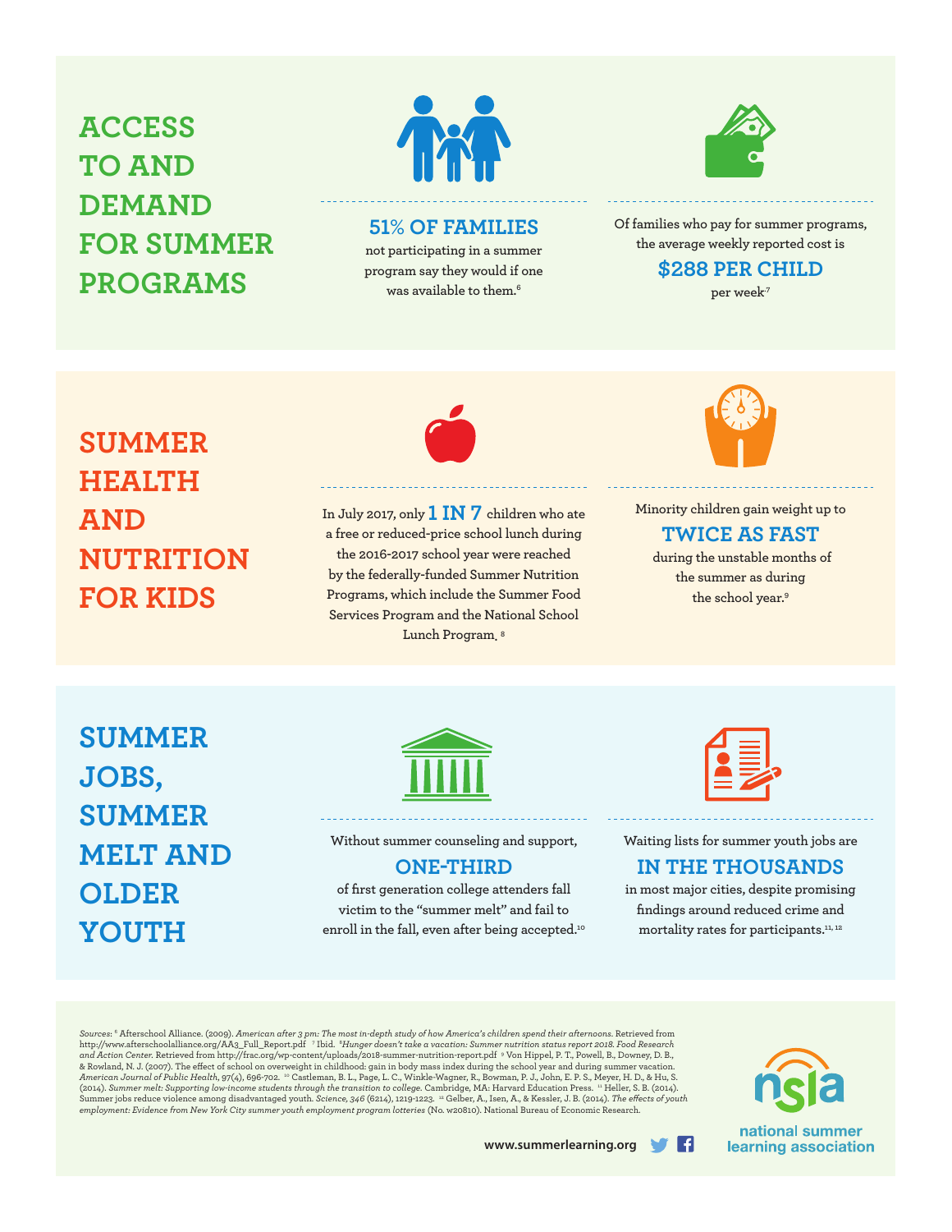## ACCESS TO AND DEMAND FOR SUMMER PROGRAMS

**51% OF FAMILIES**
not participating in a summer program say they would if one was available to them.[6]

Of families who pay for summer programs, the average weekly reported cost is
**$288 PER CHILD**
per week[7]

## SUMMER HEALTH AND NUTRITION FOR KIDS

In July 2017, only **1 IN 7** children who ate a free or reduced-price school lunch during the 2016-2017 school year were reached by the federally-funded Summer Nutrition Programs, which include the Summer Food Services Program and the National School Lunch Program.[8]

Minority children gain weight up to
**TWICE AS FAST**
during the unstable months of the summer as during the school year.[9]

## SUMMER JOBS, SUMMER MELT AND OLDER YOUTH

Without summer counseling and support,
**ONE-THIRD**
of first generation college attenders fall victim to the "summer melt" and fail to enroll in the fall, even after being accepted.[10]

Waiting lists for summer youth jobs are
**IN THE THOUSANDS**
in most major cities, despite promising findings around reduced crime and mortality rates for participants.[11, 12]

*Sources:* [6] Afterschool Alliance. (2009). *American after 3 pm: The most in-depth study of how America's children spend their afternoons.* Retrieved from http://www.afterschoolalliance.org/AA3_Full_Report.pdf [7] Ibid. [8] *Hunger doesn't take a vacation: Summer nutrition status report 2018. Food Research and Action Center.* Retrieved from http://frac.org/wp-content/uploads/2018-summer-nutrition-report.pdf [9] Von Hippel, P. T., Powell, B., Downey, D. B., & Rowland, N. J. (2007). The effect of school on overweight in childhood: gain in body mass index during the school year and during summer vacation. *American Journal of Public Health*, 97(4), 696-702. [10] Castleman, B. L., Page, L. C., Winkle-Wagner, R., Bowman, P. J., John, E. P. S., Meyer, H. D., & Hu, S. (2014). *Summer melt: Supporting low-income students through the transition to college.* Cambridge, MA: Harvard Education Press. [11] Heller, S. B. (2014). Summer jobs reduce violence among disadvantaged youth. *Science, 346* (6214), 1219-1223. [12] Gelber, A., Isen, A., & Kessler, J. B. (2014). *The effects of youth employment: Evidence from New York City summer youth employment program lotteries* (No. w20810). National Bureau of Economic Research.

www.summerlearning.org

nsla
national summer learning association